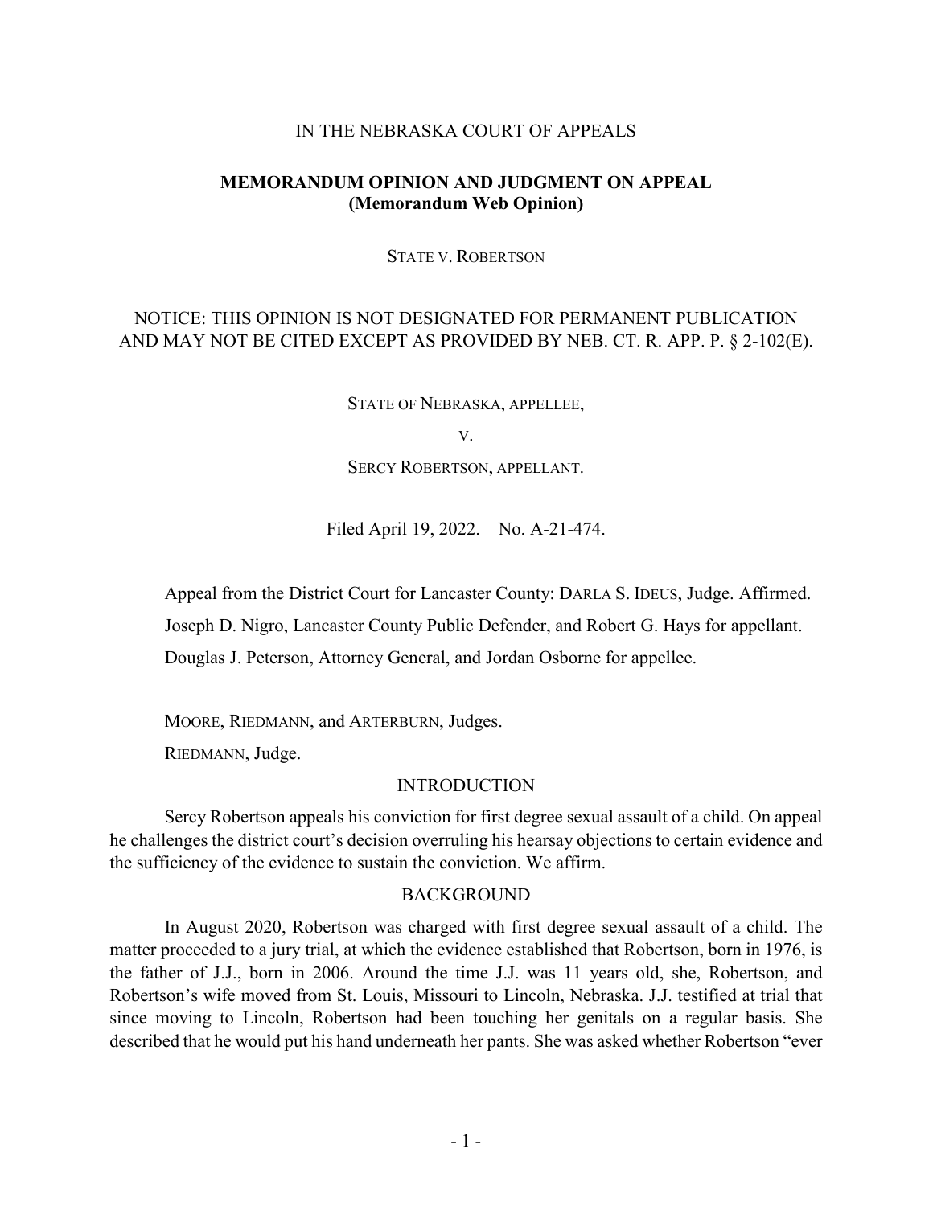IN THE NEBRASKA COURT OF APPEALS

**MEMORANDUM OPINION AND JUDGMENT ON APPEAL**
**(Memorandum Web Opinion)**

STATE V. ROBERTSON

NOTICE: THIS OPINION IS NOT DESIGNATED FOR PERMANENT PUBLICATION AND MAY NOT BE CITED EXCEPT AS PROVIDED BY NEB. CT. R. APP. P. § 2-102(E).

STATE OF NEBRASKA, APPELLEE,

V.

SERCY ROBERTSON, APPELLANT.

Filed April 19, 2022. No. A-21-474.

Appeal from the District Court for Lancaster County: DARLA S. IDEUS, Judge. Affirmed.

Joseph D. Nigro, Lancaster County Public Defender, and Robert G. Hays for appellant.

Douglas J. Peterson, Attorney General, and Jordan Osborne for appellee.

MOORE, RIEDMANN, and ARTERBURN, Judges.

RIEDMANN, Judge.

## INTRODUCTION

Sercy Robertson appeals his conviction for first degree sexual assault of a child. On appeal he challenges the district court's decision overruling his hearsay objections to certain evidence and the sufficiency of the evidence to sustain the conviction. We affirm.

## BACKGROUND

In August 2020, Robertson was charged with first degree sexual assault of a child. The matter proceeded to a jury trial, at which the evidence established that Robertson, born in 1976, is the father of J.J., born in 2006. Around the time J.J. was 11 years old, she, Robertson, and Robertson's wife moved from St. Louis, Missouri to Lincoln, Nebraska. J.J. testified at trial that since moving to Lincoln, Robertson had been touching her genitals on a regular basis. She described that he would put his hand underneath her pants. She was asked whether Robertson "ever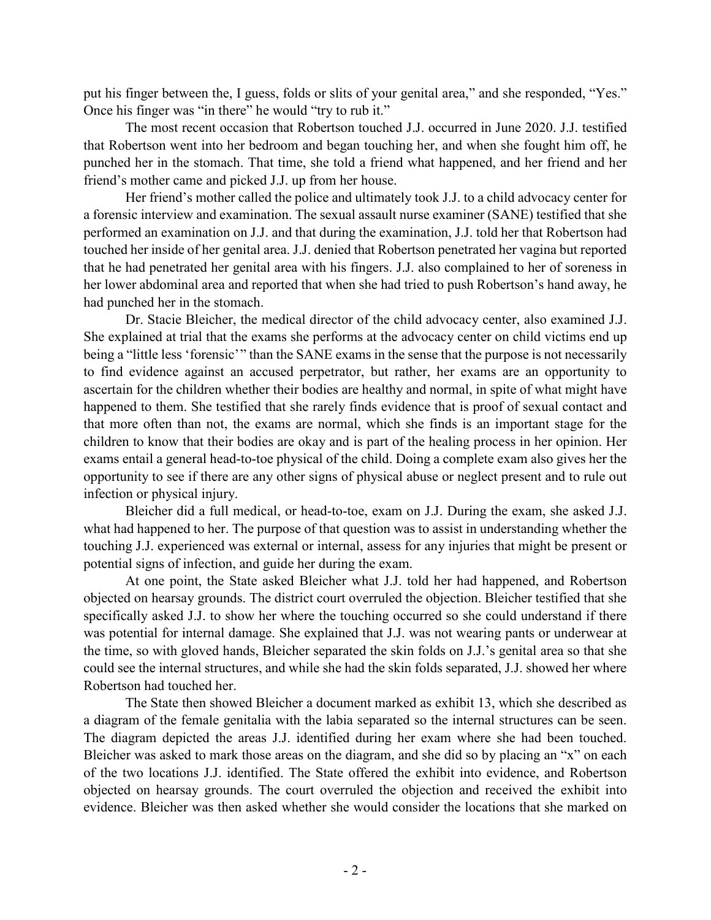put his finger between the, I guess, folds or slits of your genital area," and she responded, "Yes." Once his finger was "in there" he would "try to rub it."

The most recent occasion that Robertson touched J.J. occurred in June 2020. J.J. testified that Robertson went into her bedroom and began touching her, and when she fought him off, he punched her in the stomach. That time, she told a friend what happened, and her friend and her friend's mother came and picked J.J. up from her house.

Her friend's mother called the police and ultimately took J.J. to a child advocacy center for a forensic interview and examination. The sexual assault nurse examiner (SANE) testified that she performed an examination on J.J. and that during the examination, J.J. told her that Robertson had touched her inside of her genital area. J.J. denied that Robertson penetrated her vagina but reported that he had penetrated her genital area with his fingers. J.J. also complained to her of soreness in her lower abdominal area and reported that when she had tried to push Robertson's hand away, he had punched her in the stomach.

Dr. Stacie Bleicher, the medical director of the child advocacy center, also examined J.J. She explained at trial that the exams she performs at the advocacy center on child victims end up being a "little less 'forensic'" than the SANE exams in the sense that the purpose is not necessarily to find evidence against an accused perpetrator, but rather, her exams are an opportunity to ascertain for the children whether their bodies are healthy and normal, in spite of what might have happened to them. She testified that she rarely finds evidence that is proof of sexual contact and that more often than not, the exams are normal, which she finds is an important stage for the children to know that their bodies are okay and is part of the healing process in her opinion. Her exams entail a general head-to-toe physical of the child. Doing a complete exam also gives her the opportunity to see if there are any other signs of physical abuse or neglect present and to rule out infection or physical injury.

Bleicher did a full medical, or head-to-toe, exam on J.J. During the exam, she asked J.J. what had happened to her. The purpose of that question was to assist in understanding whether the touching J.J. experienced was external or internal, assess for any injuries that might be present or potential signs of infection, and guide her during the exam.

At one point, the State asked Bleicher what J.J. told her had happened, and Robertson objected on hearsay grounds. The district court overruled the objection. Bleicher testified that she specifically asked J.J. to show her where the touching occurred so she could understand if there was potential for internal damage. She explained that J.J. was not wearing pants or underwear at the time, so with gloved hands, Bleicher separated the skin folds on J.J.'s genital area so that she could see the internal structures, and while she had the skin folds separated, J.J. showed her where Robertson had touched her.

The State then showed Bleicher a document marked as exhibit 13, which she described as a diagram of the female genitalia with the labia separated so the internal structures can be seen. The diagram depicted the areas J.J. identified during her exam where she had been touched. Bleicher was asked to mark those areas on the diagram, and she did so by placing an "x" on each of the two locations J.J. identified. The State offered the exhibit into evidence, and Robertson objected on hearsay grounds. The court overruled the objection and received the exhibit into evidence. Bleicher was then asked whether she would consider the locations that she marked on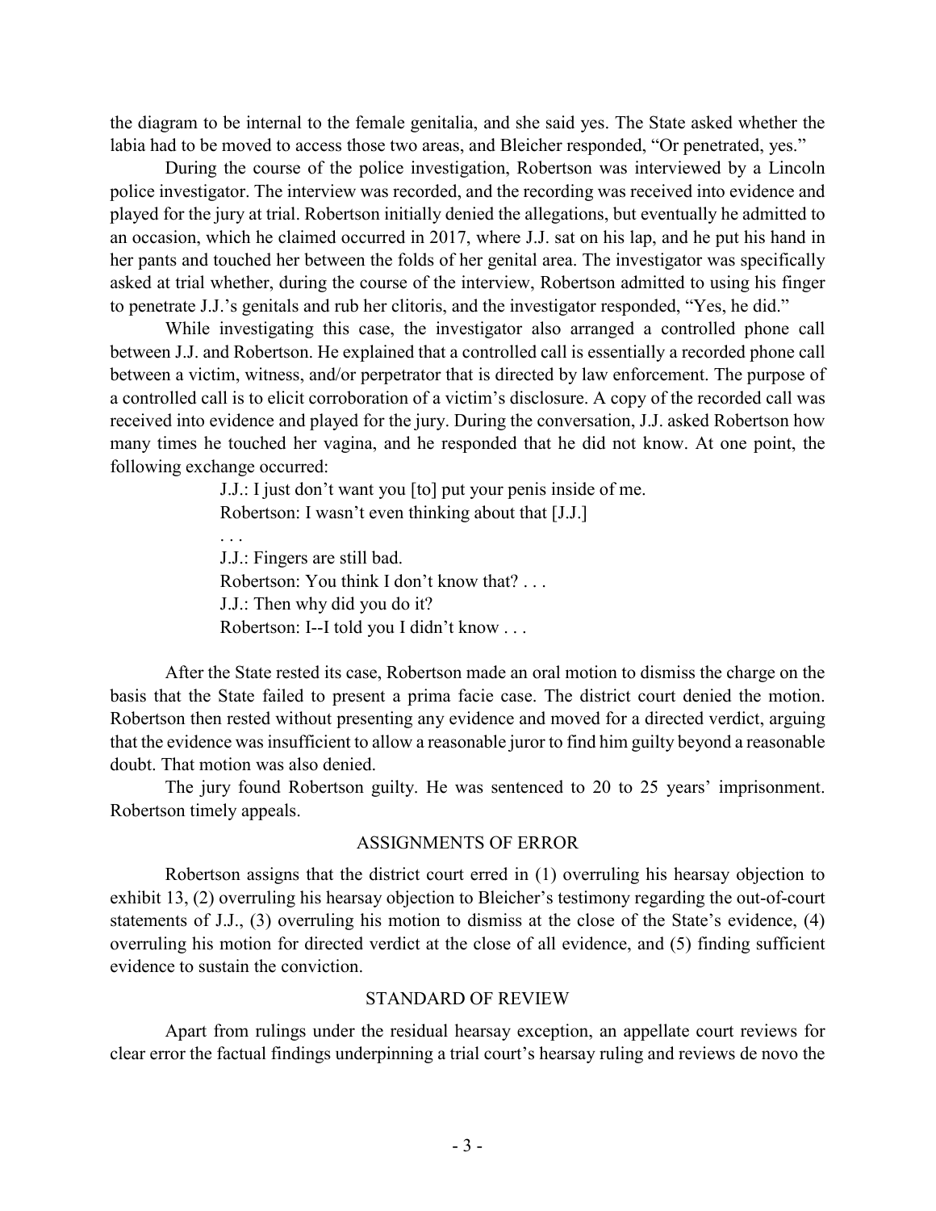the diagram to be internal to the female genitalia, and she said yes. The State asked whether the labia had to be moved to access those two areas, and Bleicher responded, "Or penetrated, yes."

During the course of the police investigation, Robertson was interviewed by a Lincoln police investigator. The interview was recorded, and the recording was received into evidence and played for the jury at trial. Robertson initially denied the allegations, but eventually he admitted to an occasion, which he claimed occurred in 2017, where J.J. sat on his lap, and he put his hand in her pants and touched her between the folds of her genital area. The investigator was specifically asked at trial whether, during the course of the interview, Robertson admitted to using his finger to penetrate J.J.'s genitals and rub her clitoris, and the investigator responded, "Yes, he did."

While investigating this case, the investigator also arranged a controlled phone call between J.J. and Robertson. He explained that a controlled call is essentially a recorded phone call between a victim, witness, and/or perpetrator that is directed by law enforcement. The purpose of a controlled call is to elicit corroboration of a victim's disclosure. A copy of the recorded call was received into evidence and played for the jury. During the conversation, J.J. asked Robertson how many times he touched her vagina, and he responded that he did not know. At one point, the following exchange occurred:

> J.J.: I just don't want you [to] put your penis inside of me.
> Robertson: I wasn't even thinking about that [J.J.]
> . . .
> J.J.: Fingers are still bad.
> Robertson: You think I don't know that? . . .
> J.J.: Then why did you do it?
> Robertson: I--I told you I didn't know . . .

After the State rested its case, Robertson made an oral motion to dismiss the charge on the basis that the State failed to present a prima facie case. The district court denied the motion. Robertson then rested without presenting any evidence and moved for a directed verdict, arguing that the evidence was insufficient to allow a reasonable juror to find him guilty beyond a reasonable doubt. That motion was also denied.

The jury found Robertson guilty. He was sentenced to 20 to 25 years' imprisonment. Robertson timely appeals.

## ASSIGNMENTS OF ERROR

Robertson assigns that the district court erred in (1) overruling his hearsay objection to exhibit 13, (2) overruling his hearsay objection to Bleicher's testimony regarding the out-of-court statements of J.J., (3) overruling his motion to dismiss at the close of the State's evidence, (4) overruling his motion for directed verdict at the close of all evidence, and (5) finding sufficient evidence to sustain the conviction.

## STANDARD OF REVIEW

Apart from rulings under the residual hearsay exception, an appellate court reviews for clear error the factual findings underpinning a trial court's hearsay ruling and reviews de novo the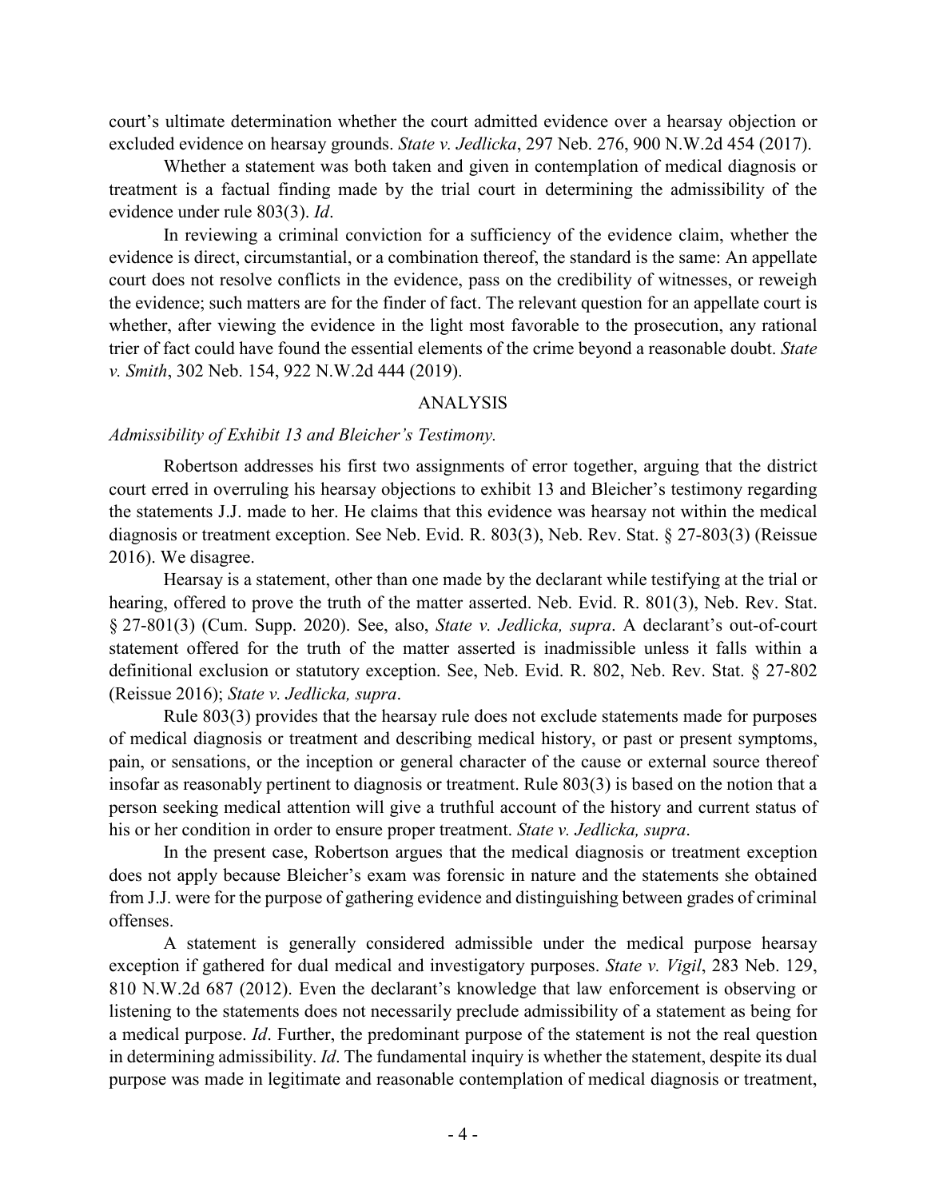court's ultimate determination whether the court admitted evidence over a hearsay objection or excluded evidence on hearsay grounds. *State v. Jedlicka*, 297 Neb. 276, 900 N.W.2d 454 (2017).

Whether a statement was both taken and given in contemplation of medical diagnosis or treatment is a factual finding made by the trial court in determining the admissibility of the evidence under rule 803(3). *Id*.

In reviewing a criminal conviction for a sufficiency of the evidence claim, whether the evidence is direct, circumstantial, or a combination thereof, the standard is the same: An appellate court does not resolve conflicts in the evidence, pass on the credibility of witnesses, or reweigh the evidence; such matters are for the finder of fact. The relevant question for an appellate court is whether, after viewing the evidence in the light most favorable to the prosecution, any rational trier of fact could have found the essential elements of the crime beyond a reasonable doubt. *State v. Smith*, 302 Neb. 154, 922 N.W.2d 444 (2019).

## ANALYSIS

### *Admissibility of Exhibit 13 and Bleicher's Testimony.*

Robertson addresses his first two assignments of error together, arguing that the district court erred in overruling his hearsay objections to exhibit 13 and Bleicher's testimony regarding the statements J.J. made to her. He claims that this evidence was hearsay not within the medical diagnosis or treatment exception. See Neb. Evid. R. 803(3), Neb. Rev. Stat. § 27-803(3) (Reissue 2016). We disagree.

Hearsay is a statement, other than one made by the declarant while testifying at the trial or hearing, offered to prove the truth of the matter asserted. Neb. Evid. R. 801(3), Neb. Rev. Stat. § 27-801(3) (Cum. Supp. 2020). See, also, *State v. Jedlicka, supra*. A declarant's out-of-court statement offered for the truth of the matter asserted is inadmissible unless it falls within a definitional exclusion or statutory exception. See, Neb. Evid. R. 802, Neb. Rev. Stat. § 27-802 (Reissue 2016); *State v. Jedlicka, supra*.

Rule 803(3) provides that the hearsay rule does not exclude statements made for purposes of medical diagnosis or treatment and describing medical history, or past or present symptoms, pain, or sensations, or the inception or general character of the cause or external source thereof insofar as reasonably pertinent to diagnosis or treatment. Rule 803(3) is based on the notion that a person seeking medical attention will give a truthful account of the history and current status of his or her condition in order to ensure proper treatment. *State v. Jedlicka, supra*.

In the present case, Robertson argues that the medical diagnosis or treatment exception does not apply because Bleicher's exam was forensic in nature and the statements she obtained from J.J. were for the purpose of gathering evidence and distinguishing between grades of criminal offenses.

A statement is generally considered admissible under the medical purpose hearsay exception if gathered for dual medical and investigatory purposes. *State v. Vigil*, 283 Neb. 129, 810 N.W.2d 687 (2012). Even the declarant's knowledge that law enforcement is observing or listening to the statements does not necessarily preclude admissibility of a statement as being for a medical purpose. *Id*. Further, the predominant purpose of the statement is not the real question in determining admissibility. *Id*. The fundamental inquiry is whether the statement, despite its dual purpose was made in legitimate and reasonable contemplation of medical diagnosis or treatment,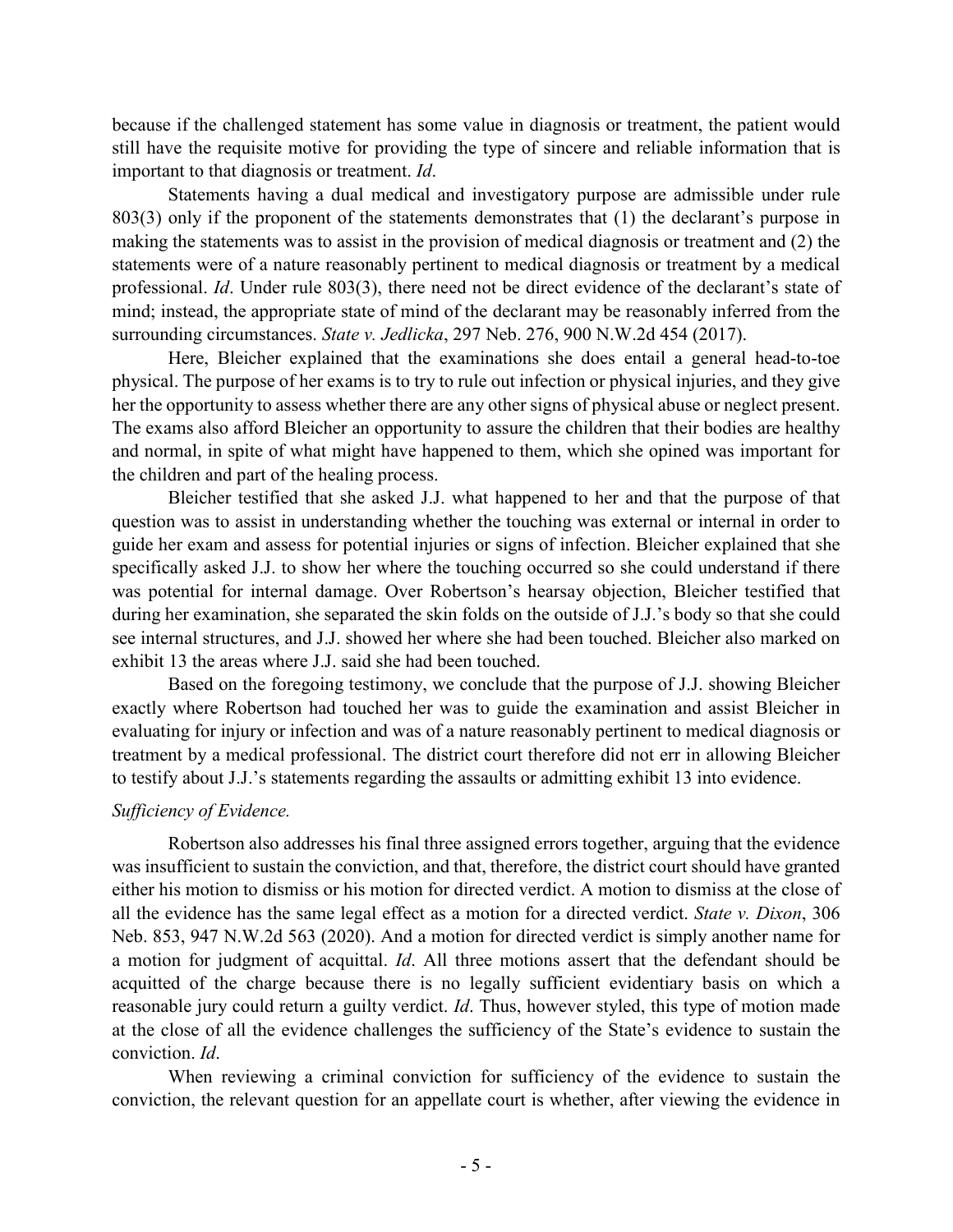because if the challenged statement has some value in diagnosis or treatment, the patient would still have the requisite motive for providing the type of sincere and reliable information that is important to that diagnosis or treatment. *Id*.

Statements having a dual medical and investigatory purpose are admissible under rule 803(3) only if the proponent of the statements demonstrates that (1) the declarant's purpose in making the statements was to assist in the provision of medical diagnosis or treatment and (2) the statements were of a nature reasonably pertinent to medical diagnosis or treatment by a medical professional. *Id*. Under rule 803(3), there need not be direct evidence of the declarant's state of mind; instead, the appropriate state of mind of the declarant may be reasonably inferred from the surrounding circumstances. *State v. Jedlicka*, 297 Neb. 276, 900 N.W.2d 454 (2017).

Here, Bleicher explained that the examinations she does entail a general head-to-toe physical. The purpose of her exams is to try to rule out infection or physical injuries, and they give her the opportunity to assess whether there are any other signs of physical abuse or neglect present. The exams also afford Bleicher an opportunity to assure the children that their bodies are healthy and normal, in spite of what might have happened to them, which she opined was important for the children and part of the healing process.

Bleicher testified that she asked J.J. what happened to her and that the purpose of that question was to assist in understanding whether the touching was external or internal in order to guide her exam and assess for potential injuries or signs of infection. Bleicher explained that she specifically asked J.J. to show her where the touching occurred so she could understand if there was potential for internal damage. Over Robertson's hearsay objection, Bleicher testified that during her examination, she separated the skin folds on the outside of J.J.'s body so that she could see internal structures, and J.J. showed her where she had been touched. Bleicher also marked on exhibit 13 the areas where J.J. said she had been touched.

Based on the foregoing testimony, we conclude that the purpose of J.J. showing Bleicher exactly where Robertson had touched her was to guide the examination and assist Bleicher in evaluating for injury or infection and was of a nature reasonably pertinent to medical diagnosis or treatment by a medical professional. The district court therefore did not err in allowing Bleicher to testify about J.J.'s statements regarding the assaults or admitting exhibit 13 into evidence.

*Sufficiency of Evidence.*

Robertson also addresses his final three assigned errors together, arguing that the evidence was insufficient to sustain the conviction, and that, therefore, the district court should have granted either his motion to dismiss or his motion for directed verdict. A motion to dismiss at the close of all the evidence has the same legal effect as a motion for a directed verdict. *State v. Dixon*, 306 Neb. 853, 947 N.W.2d 563 (2020). And a motion for directed verdict is simply another name for a motion for judgment of acquittal. *Id*. All three motions assert that the defendant should be acquitted of the charge because there is no legally sufficient evidentiary basis on which a reasonable jury could return a guilty verdict. *Id*. Thus, however styled, this type of motion made at the close of all the evidence challenges the sufficiency of the State's evidence to sustain the conviction. *Id*.

When reviewing a criminal conviction for sufficiency of the evidence to sustain the conviction, the relevant question for an appellate court is whether, after viewing the evidence in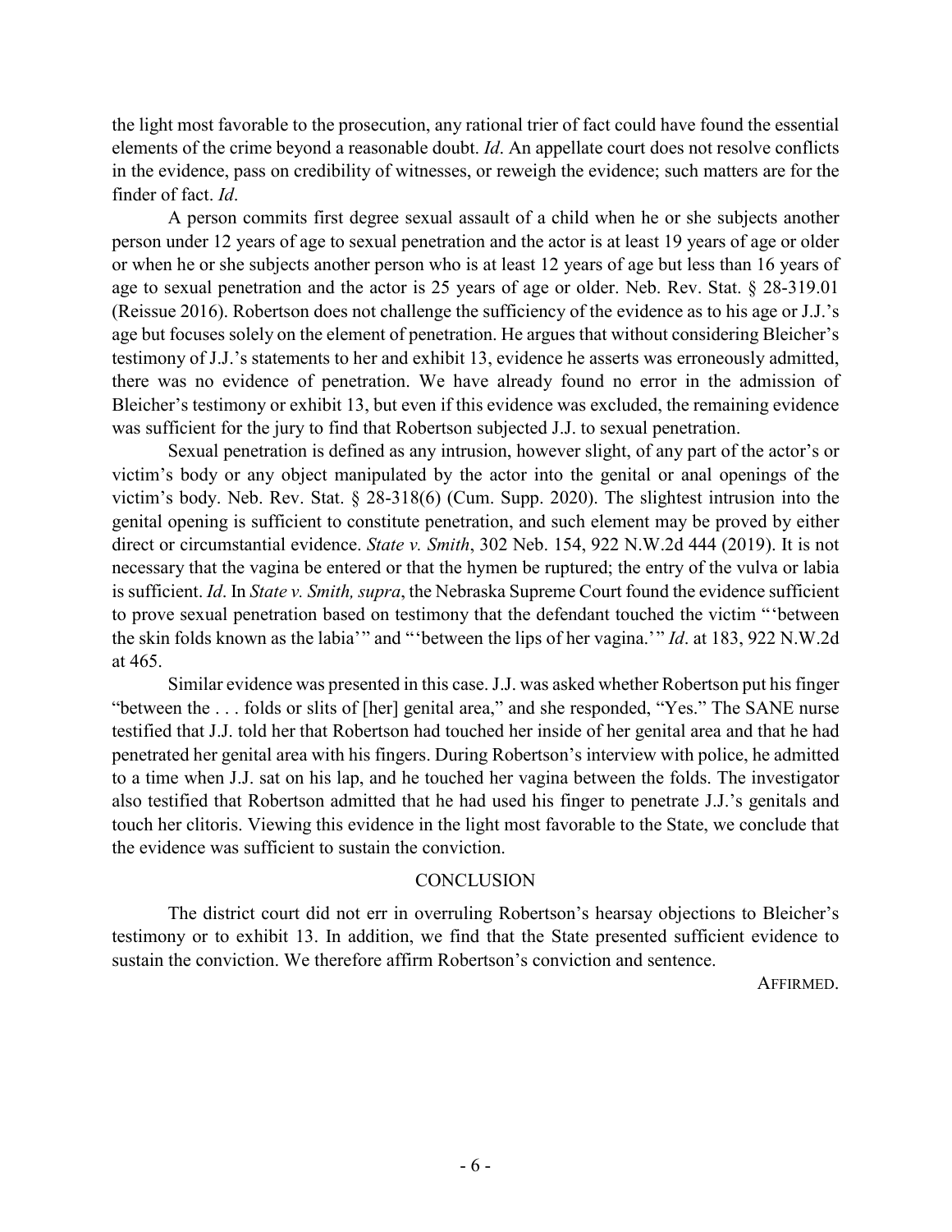the light most favorable to the prosecution, any rational trier of fact could have found the essential elements of the crime beyond a reasonable doubt. *Id*. An appellate court does not resolve conflicts in the evidence, pass on credibility of witnesses, or reweigh the evidence; such matters are for the finder of fact. *Id*.

A person commits first degree sexual assault of a child when he or she subjects another person under 12 years of age to sexual penetration and the actor is at least 19 years of age or older or when he or she subjects another person who is at least 12 years of age but less than 16 years of age to sexual penetration and the actor is 25 years of age or older. Neb. Rev. Stat. § 28-319.01 (Reissue 2016). Robertson does not challenge the sufficiency of the evidence as to his age or J.J.'s age but focuses solely on the element of penetration. He argues that without considering Bleicher's testimony of J.J.'s statements to her and exhibit 13, evidence he asserts was erroneously admitted, there was no evidence of penetration. We have already found no error in the admission of Bleicher's testimony or exhibit 13, but even if this evidence was excluded, the remaining evidence was sufficient for the jury to find that Robertson subjected J.J. to sexual penetration.

Sexual penetration is defined as any intrusion, however slight, of any part of the actor's or victim's body or any object manipulated by the actor into the genital or anal openings of the victim's body. Neb. Rev. Stat. § 28-318(6) (Cum. Supp. 2020). The slightest intrusion into the genital opening is sufficient to constitute penetration, and such element may be proved by either direct or circumstantial evidence. *State v. Smith*, 302 Neb. 154, 922 N.W.2d 444 (2019). It is not necessary that the vagina be entered or that the hymen be ruptured; the entry of the vulva or labia is sufficient. *Id*. In *State v. Smith, supra*, the Nebraska Supreme Court found the evidence sufficient to prove sexual penetration based on testimony that the defendant touched the victim "'between the skin folds known as the labia'" and "'between the lips of her vagina.'" *Id*. at 183, 922 N.W.2d at 465.

Similar evidence was presented in this case. J.J. was asked whether Robertson put his finger "between the . . . folds or slits of [her] genital area," and she responded, "Yes." The SANE nurse testified that J.J. told her that Robertson had touched her inside of her genital area and that he had penetrated her genital area with his fingers. During Robertson's interview with police, he admitted to a time when J.J. sat on his lap, and he touched her vagina between the folds. The investigator also testified that Robertson admitted that he had used his finger to penetrate J.J.'s genitals and touch her clitoris. Viewing this evidence in the light most favorable to the State, we conclude that the evidence was sufficient to sustain the conviction.

## CONCLUSION

The district court did not err in overruling Robertson's hearsay objections to Bleicher's testimony or to exhibit 13. In addition, we find that the State presented sufficient evidence to sustain the conviction. We therefore affirm Robertson's conviction and sentence.

AFFIRMED.